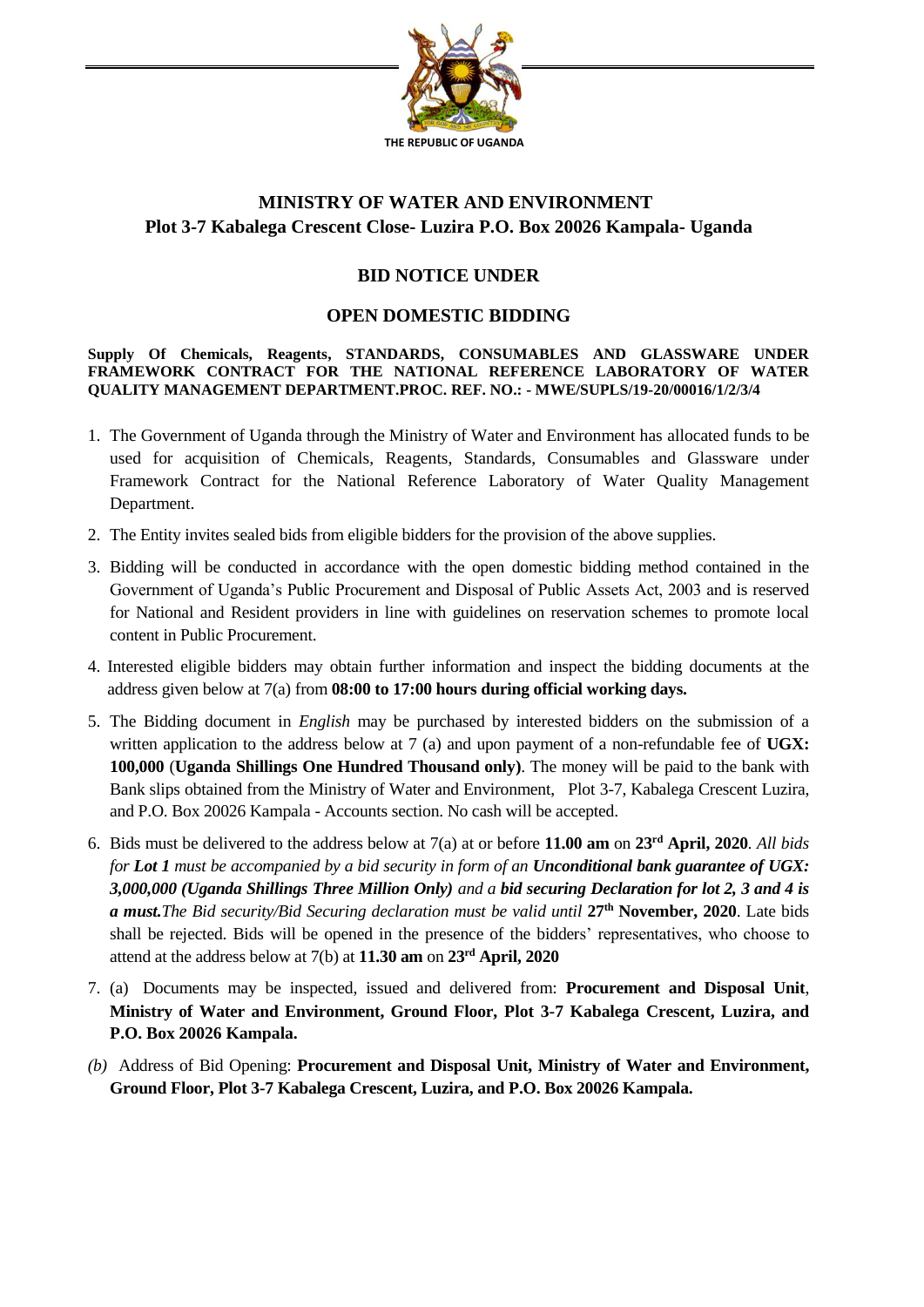THE REPUBLIC OF UGANDA

# MINISTRY OF WATER AND ENVIRONMENT

**Plot 3-7 Kabalega Crescent Close- Luzira P.O. Box 20026 Kampala- Uganda**

## BID NOTICE UNDER

## OPEN DOMESTIC BIDDING

**Supply Of Chemicals, Reagents, STANDARDS, CONSUMABLES AND GLASSWARE UNDER FRAMEWORK CONTRACT FOR THE NATIONAL REFERENCE LABORATORY OF WATER QUALITY MANAGEMENT DEPARTMENT.PROC. REF. NO.: - MWE/SUPLS/19-20/00016/1/2/3/4**

1. The Government of Uganda through the Ministry of Water and Environment has allocated funds to be used for acquisition of Chemicals, Reagents, Standards, Consumables and Glassware under Framework Contract for the National Reference Laboratory of Water Quality Management Department.
2. The Entity invites sealed bids from eligible bidders for the provision of the above supplies.
3. Bidding will be conducted in accordance with the open domestic bidding method contained in the Government of Uganda's Public Procurement and Disposal of Public Assets Act, 2003 and is reserved for National and Resident providers in line with guidelines on reservation schemes to promote local content in Public Procurement.
4. Interested eligible bidders may obtain further information and inspect the bidding documents at the address given below at 7(a) from **08:00 to 17:00 hours during official working days.**
5. The Bidding document in *English* may be purchased by interested bidders on the submission of a written application to the address below at 7 (a) and upon payment of a non-refundable fee of **UGX: 100,000** (**Uganda Shillings One Hundred Thousand only)**. The money will be paid to the bank with Bank slips obtained from the Ministry of Water and Environment, Plot 3-7, Kabalega Crescent Luzira, and P.O. Box 20026 Kampala - Accounts section. No cash will be accepted.
6. Bids must be delivered to the address below at 7(a) at or before **11.00 am** on **23rd April, 2020**. *All bids for **Lot 1** must be accompanied by a bid security in form of an **Unconditional bank guarantee of UGX: 3,000,000 (Uganda Shillings Three Million Only)** and a **bid securing Declaration for lot 2, 3 and 4 is a must.** The Bid security/Bid Securing declaration must be valid until* **27th November, 2020**. Late bids shall be rejected. Bids will be opened in the presence of the bidders' representatives, who choose to attend at the address below at 7(b) at **11.30 am** on **23rd April, 2020**
7. (a) Documents may be inspected, issued and delivered from: **Procurement and Disposal Unit**, **Ministry of Water and Environment, Ground Floor, Plot 3-7 Kabalega Crescent, Luzira, and P.O. Box 20026 Kampala.**

   *(b)* Address of Bid Opening: **Procurement and Disposal Unit, Ministry of Water and Environment, Ground Floor, Plot 3-7 Kabalega Crescent, Luzira, and P.O. Box 20026 Kampala.**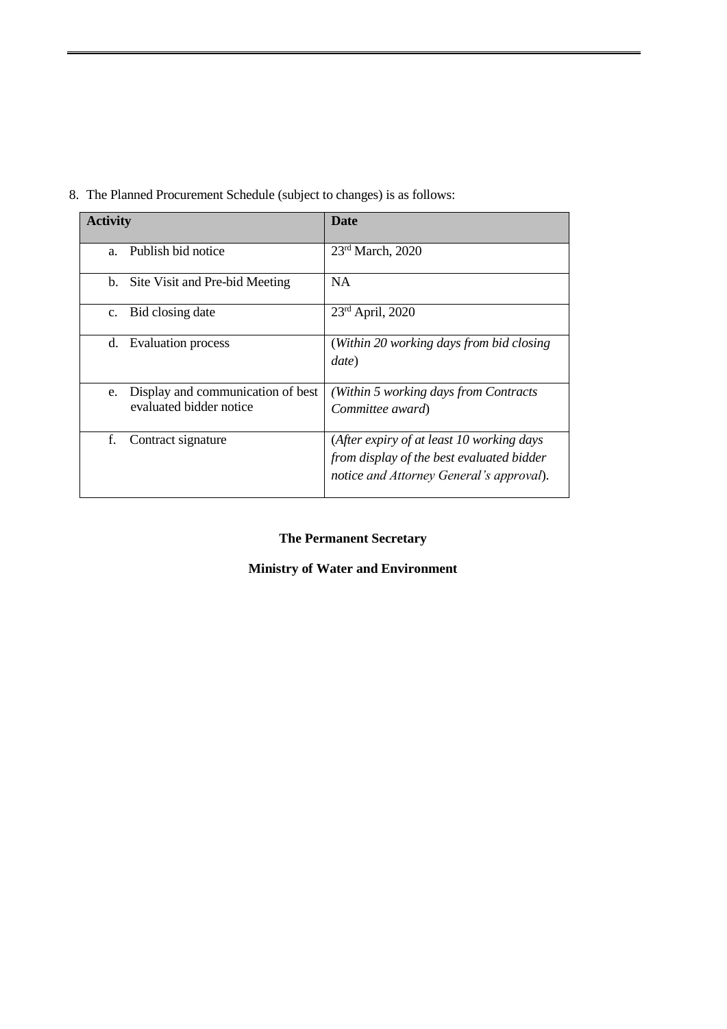8. The Planned Procurement Schedule (subject to changes) is as follows:

| Activity | Date |
|---|---|
| a. Publish bid notice | 23rd March, 2020 |
| b. Site Visit and Pre-bid Meeting | NA |
| c. Bid closing date | 23rd April, 2020 |
| d. Evaluation process | (*Within 20 working days from bid closing date*) |
| e. Display and communication of best evaluated bidder notice | *(Within 5 working days from Contracts Committee award*) |
| f. Contract signature | (*After expiry of at least 10 working days from display of the best evaluated bidder notice and Attorney General's approval*). |

**The Permanent Secretary**

**Ministry of Water and Environment**